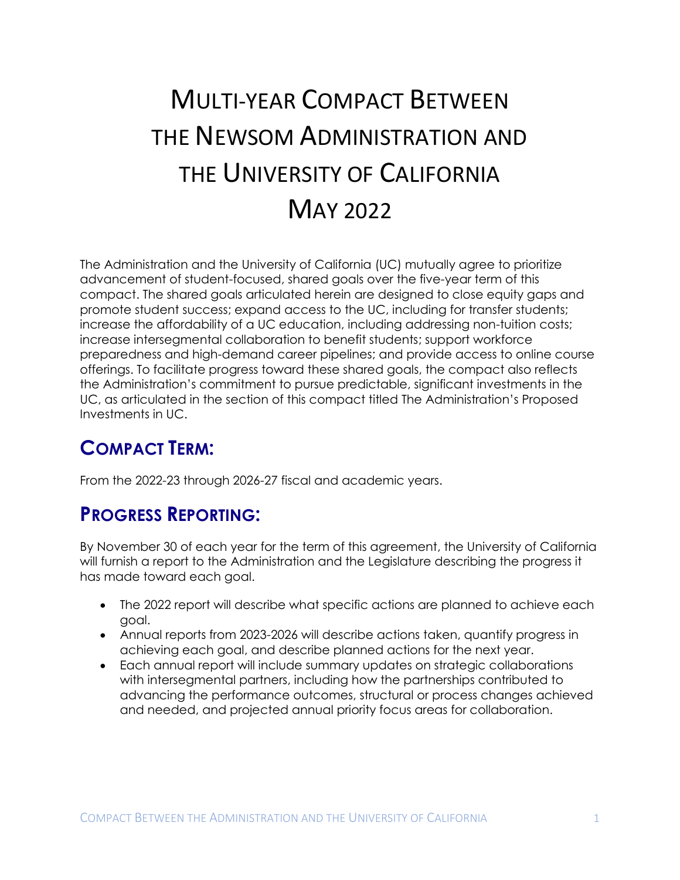# Multi-year Compact Between the Newsom Administration and the University of California May 2022

The Administration and the University of California (UC) mutually agree to prioritize advancement of student-focused, shared goals over the five-year term of this compact. The shared goals articulated herein are designed to close equity gaps and promote student success; expand access to the UC, including for transfer students; increase the affordability of a UC education, including addressing non-tuition costs; increase intersegmental collaboration to benefit students; support workforce preparedness and high-demand career pipelines; and provide access to online course offerings. To facilitate progress toward these shared goals, the compact also reflects the Administration's commitment to pursue predictable, significant investments in the UC, as articulated in the section of this compact titled The Administration's Proposed Investments in UC.

## Compact Term:

From the 2022-23 through 2026-27 fiscal and academic years.

## Progress Reporting:

By November 30 of each year for the term of this agreement, the University of California will furnish a report to the Administration and the Legislature describing the progress it has made toward each goal.

- The 2022 report will describe what specific actions are planned to achieve each goal.
- Annual reports from 2023-2026 will describe actions taken, quantify progress in achieving each goal, and describe planned actions for the next year.
- Each annual report will include summary updates on strategic collaborations with intersegmental partners, including how the partnerships contributed to advancing the performance outcomes, structural or process changes achieved and needed, and projected annual priority focus areas for collaboration.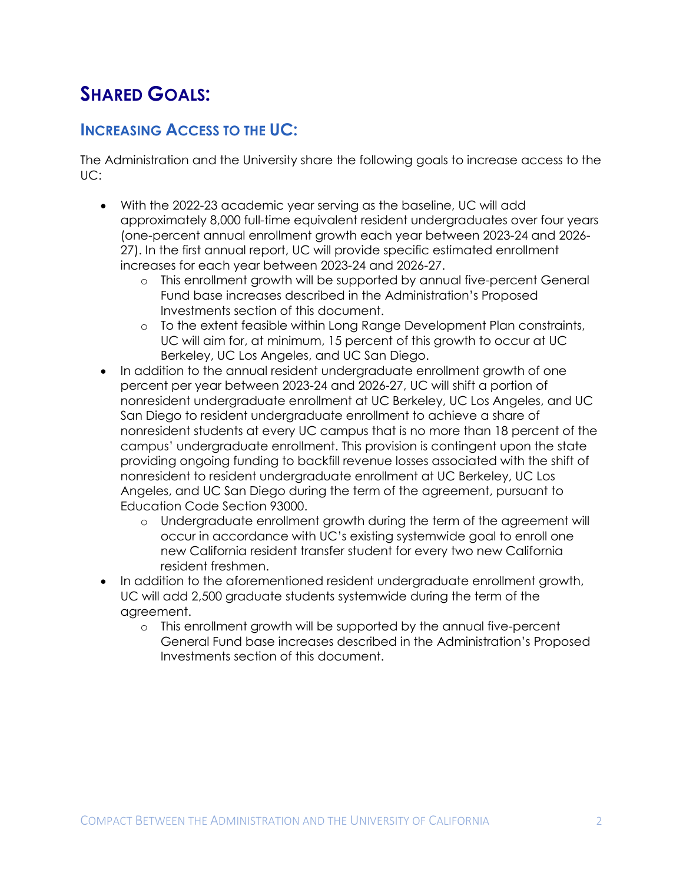# SHARED GOALS:

## INCREASING ACCESS TO THE UC:

The Administration and the University share the following goals to increase access to the UC:

- With the 2022-23 academic year serving as the baseline, UC will add approximately 8,000 full-time equivalent resident undergraduates over four years (one-percent annual enrollment growth each year between 2023-24 and 2026-27). In the first annual report, UC will provide specific estimated enrollment increases for each year between 2023-24 and 2026-27.
  - This enrollment growth will be supported by annual five-percent General Fund base increases described in the Administration's Proposed Investments section of this document.
  - To the extent feasible within Long Range Development Plan constraints, UC will aim for, at minimum, 15 percent of this growth to occur at UC Berkeley, UC Los Angeles, and UC San Diego.
- In addition to the annual resident undergraduate enrollment growth of one percent per year between 2023-24 and 2026-27, UC will shift a portion of nonresident undergraduate enrollment at UC Berkeley, UC Los Angeles, and UC San Diego to resident undergraduate enrollment to achieve a share of nonresident students at every UC campus that is no more than 18 percent of the campus' undergraduate enrollment. This provision is contingent upon the state providing ongoing funding to backfill revenue losses associated with the shift of nonresident to resident undergraduate enrollment at UC Berkeley, UC Los Angeles, and UC San Diego during the term of the agreement, pursuant to Education Code Section 93000.
  - Undergraduate enrollment growth during the term of the agreement will occur in accordance with UC's existing systemwide goal to enroll one new California resident transfer student for every two new California resident freshmen.
- In addition to the aforementioned resident undergraduate enrollment growth, UC will add 2,500 graduate students systemwide during the term of the agreement.
  - This enrollment growth will be supported by the annual five-percent General Fund base increases described in the Administration's Proposed Investments section of this document.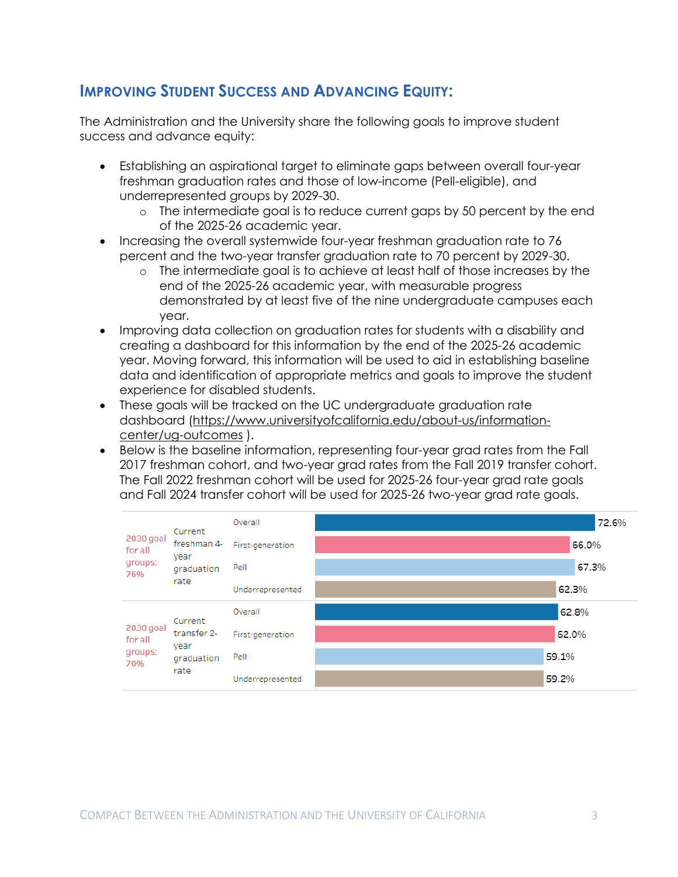## IMPROVING STUDENT SUCCESS AND ADVANCING EQUITY:

The Administration and the University share the following goals to improve student success and advance equity:

- Establishing an aspirational target to eliminate gaps between overall four-year freshman graduation rates and those of low-income (Pell-eligible), and underrepresented groups by 2029-30.
    - The intermediate goal is to reduce current gaps by 50 percent by the end of the 2025-26 academic year.
- Increasing the overall systemwide four-year freshman graduation rate to 76 percent and the two-year transfer graduation rate to 70 percent by 2029-30.
    - The intermediate goal is to achieve at least half of those increases by the end of the 2025-26 academic year, with measurable progress demonstrated by at least five of the nine undergraduate campuses each year.
- Improving data collection on graduation rates for students with a disability and creating a dashboard for this information by the end of the 2025-26 academic year. Moving forward, this information will be used to aid in establishing baseline data and identification of appropriate metrics and goals to improve the student experience for disabled students.
- These goals will be tracked on the UC undergraduate graduation rate dashboard (https://www.universityofcalifornia.edu/about-us/information-center/ug-outcomes ).
- Below is the baseline information, representing four-year grad rates from the Fall 2017 freshman cohort, and two-year grad rates from the Fall 2019 transfer cohort. The Fall 2022 freshman cohort will be used for 2025-26 four-year grad rate goals and Fall 2024 transfer cohort will be used for 2025-26 two-year grad rate goals.

| 2030 goal for all groups | Measure | Group | Rate |
|---|---|---|---|
| 76% | Current freshman 4-year graduation rate | Overall | 72.6% |
| | | First-generation | 66.0% |
| | | Pell | 67.3% |
| | | Underrepresented | 62.3% |
| 70% | Current transfer 2-year graduation rate | Overall | 62.8% |
| | | First-generation | 62.0% |
| | | Pell | 59.1% |
| | | Underrepresented | 59.2% |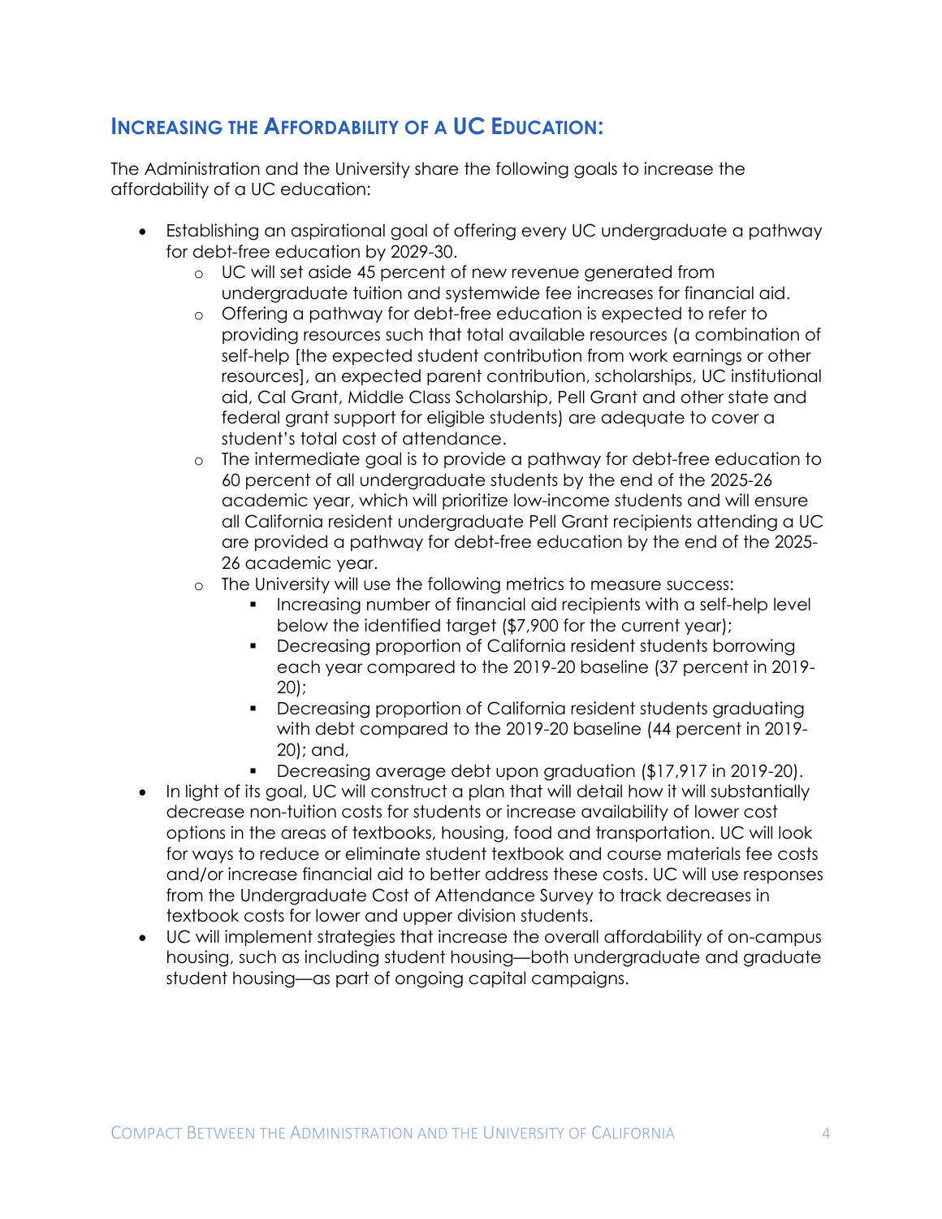## INCREASING THE AFFORDABILITY OF A UC EDUCATION:

The Administration and the University share the following goals to increase the affordability of a UC education:

- Establishing an aspirational goal of offering every UC undergraduate a pathway for debt-free education by 2029-30.
  - UC will set aside 45 percent of new revenue generated from undergraduate tuition and systemwide fee increases for financial aid.
  - Offering a pathway for debt-free education is expected to refer to providing resources such that total available resources (a combination of self-help [the expected student contribution from work earnings or other resources], an expected parent contribution, scholarships, UC institutional aid, Cal Grant, Middle Class Scholarship, Pell Grant and other state and federal grant support for eligible students) are adequate to cover a student's total cost of attendance.
  - The intermediate goal is to provide a pathway for debt-free education to 60 percent of all undergraduate students by the end of the 2025-26 academic year, which will prioritize low-income students and will ensure all California resident undergraduate Pell Grant recipients attending a UC are provided a pathway for debt-free education by the end of the 2025-26 academic year.
  - The University will use the following metrics to measure success:
    - Increasing number of financial aid recipients with a self-help level below the identified target ($7,900 for the current year);
    - Decreasing proportion of California resident students borrowing each year compared to the 2019-20 baseline (37 percent in 2019-20);
    - Decreasing proportion of California resident students graduating with debt compared to the 2019-20 baseline (44 percent in 2019-20); and,
    - Decreasing average debt upon graduation ($17,917 in 2019-20).
- In light of its goal, UC will construct a plan that will detail how it will substantially decrease non-tuition costs for students or increase availability of lower cost options in the areas of textbooks, housing, food and transportation. UC will look for ways to reduce or eliminate student textbook and course materials fee costs and/or increase financial aid to better address these costs. UC will use responses from the Undergraduate Cost of Attendance Survey to track decreases in textbook costs for lower and upper division students.
- UC will implement strategies that increase the overall affordability of on-campus housing, such as including student housing—both undergraduate and graduate student housing—as part of ongoing capital campaigns.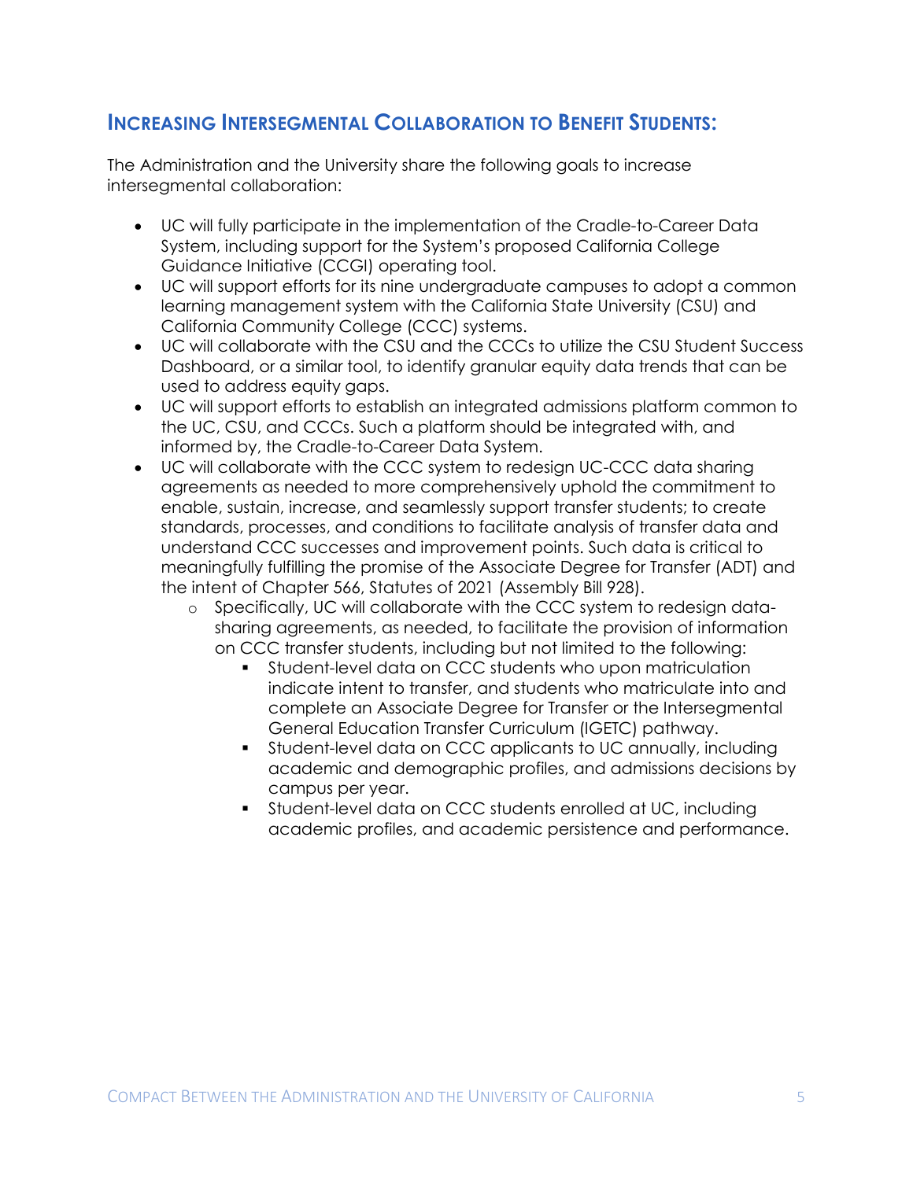## Increasing Intersegmental Collaboration to Benefit Students:

The Administration and the University share the following goals to increase intersegmental collaboration:

- UC will fully participate in the implementation of the Cradle-to-Career Data System, including support for the System's proposed California College Guidance Initiative (CCGI) operating tool.
- UC will support efforts for its nine undergraduate campuses to adopt a common learning management system with the California State University (CSU) and California Community College (CCC) systems.
- UC will collaborate with the CSU and the CCCs to utilize the CSU Student Success Dashboard, or a similar tool, to identify granular equity data trends that can be used to address equity gaps.
- UC will support efforts to establish an integrated admissions platform common to the UC, CSU, and CCCs. Such a platform should be integrated with, and informed by, the Cradle-to-Career Data System.
- UC will collaborate with the CCC system to redesign UC-CCC data sharing agreements as needed to more comprehensively uphold the commitment to enable, sustain, increase, and seamlessly support transfer students; to create standards, processes, and conditions to facilitate analysis of transfer data and understand CCC successes and improvement points. Such data is critical to meaningfully fulfilling the promise of the Associate Degree for Transfer (ADT) and the intent of Chapter 566, Statutes of 2021 (Assembly Bill 928).
  - Specifically, UC will collaborate with the CCC system to redesign data-sharing agreements, as needed, to facilitate the provision of information on CCC transfer students, including but not limited to the following:
    - Student-level data on CCC students who upon matriculation indicate intent to transfer, and students who matriculate into and complete an Associate Degree for Transfer or the Intersegmental General Education Transfer Curriculum (IGETC) pathway.
    - Student-level data on CCC applicants to UC annually, including academic and demographic profiles, and admissions decisions by campus per year.
    - Student-level data on CCC students enrolled at UC, including academic profiles, and academic persistence and performance.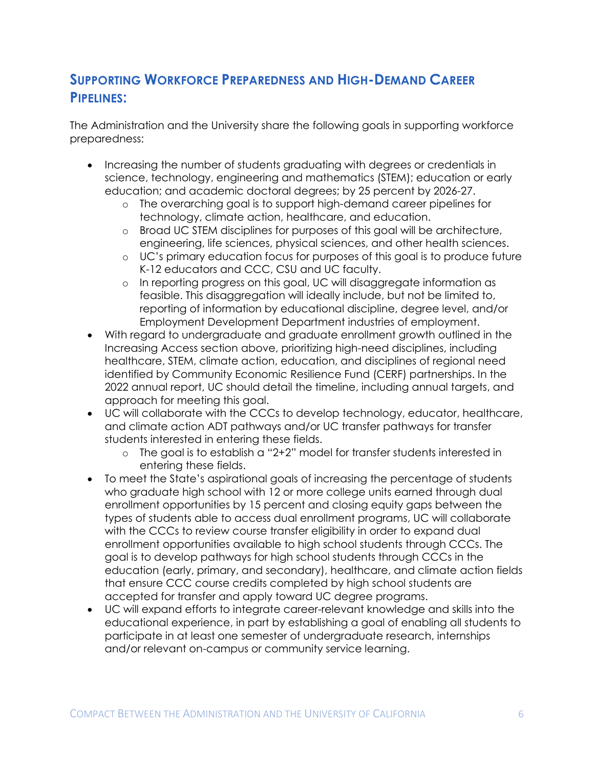## Supporting Workforce Preparedness and High-Demand Career Pipelines:

The Administration and the University share the following goals in supporting workforce preparedness:

- Increasing the number of students graduating with degrees or credentials in science, technology, engineering and mathematics (STEM); education or early education; and academic doctoral degrees; by 25 percent by 2026-27.
    - The overarching goal is to support high-demand career pipelines for technology, climate action, healthcare, and education.
    - Broad UC STEM disciplines for purposes of this goal will be architecture, engineering, life sciences, physical sciences, and other health sciences.
    - UC's primary education focus for purposes of this goal is to produce future K-12 educators and CCC, CSU and UC faculty.
    - In reporting progress on this goal, UC will disaggregate information as feasible. This disaggregation will ideally include, but not be limited to, reporting of information by educational discipline, degree level, and/or Employment Development Department industries of employment.
- With regard to undergraduate and graduate enrollment growth outlined in the Increasing Access section above, prioritizing high-need disciplines, including healthcare, STEM, climate action, education, and disciplines of regional need identified by Community Economic Resilience Fund (CERF) partnerships. In the 2022 annual report, UC should detail the timeline, including annual targets, and approach for meeting this goal.
- UC will collaborate with the CCCs to develop technology, educator, healthcare, and climate action ADT pathways and/or UC transfer pathways for transfer students interested in entering these fields.
    - The goal is to establish a "2+2" model for transfer students interested in entering these fields.
- To meet the State's aspirational goals of increasing the percentage of students who graduate high school with 12 or more college units earned through dual enrollment opportunities by 15 percent and closing equity gaps between the types of students able to access dual enrollment programs, UC will collaborate with the CCCs to review course transfer eligibility in order to expand dual enrollment opportunities available to high school students through CCCs. The goal is to develop pathways for high school students through CCCs in the education (early, primary, and secondary), healthcare, and climate action fields that ensure CCC course credits completed by high school students are accepted for transfer and apply toward UC degree programs.
- UC will expand efforts to integrate career-relevant knowledge and skills into the educational experience, in part by establishing a goal of enabling all students to participate in at least one semester of undergraduate research, internships and/or relevant on-campus or community service learning.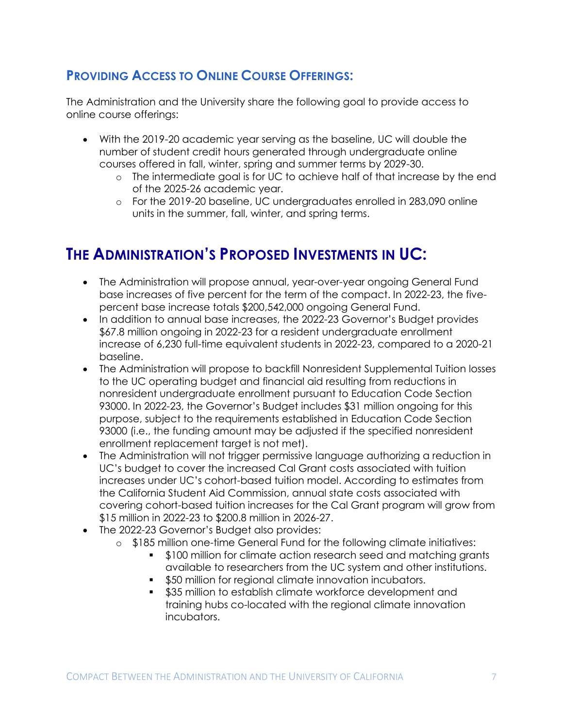## Providing Access to Online Course Offerings:

The Administration and the University share the following goal to provide access to online course offerings:

- With the 2019-20 academic year serving as the baseline, UC will double the number of student credit hours generated through undergraduate online courses offered in fall, winter, spring and summer terms by 2029-30.
    - The intermediate goal is for UC to achieve half of that increase by the end of the 2025-26 academic year.
    - For the 2019-20 baseline, UC undergraduates enrolled in 283,090 online units in the summer, fall, winter, and spring terms.

# The Administration's Proposed Investments in UC:

- The Administration will propose annual, year-over-year ongoing General Fund base increases of five percent for the term of the compact. In 2022-23, the five-percent base increase totals $200,542,000 ongoing General Fund.
- In addition to annual base increases, the 2022-23 Governor's Budget provides $67.8 million ongoing in 2022-23 for a resident undergraduate enrollment increase of 6,230 full-time equivalent students in 2022-23, compared to a 2020-21 baseline.
- The Administration will propose to backfill Nonresident Supplemental Tuition losses to the UC operating budget and financial aid resulting from reductions in nonresident undergraduate enrollment pursuant to Education Code Section 93000. In 2022-23, the Governor's Budget includes $31 million ongoing for this purpose, subject to the requirements established in Education Code Section 93000 (i.e., the funding amount may be adjusted if the specified nonresident enrollment replacement target is not met).
- The Administration will not trigger permissive language authorizing a reduction in UC's budget to cover the increased Cal Grant costs associated with tuition increases under UC's cohort-based tuition model. According to estimates from the California Student Aid Commission, annual state costs associated with covering cohort-based tuition increases for the Cal Grant program will grow from $15 million in 2022-23 to $200.8 million in 2026-27.
- The 2022-23 Governor's Budget also provides:
    - $185 million one-time General Fund for the following climate initiatives:
        - $100 million for climate action research seed and matching grants available to researchers from the UC system and other institutions.
        - $50 million for regional climate innovation incubators.
        - $35 million to establish climate workforce development and training hubs co-located with the regional climate innovation incubators.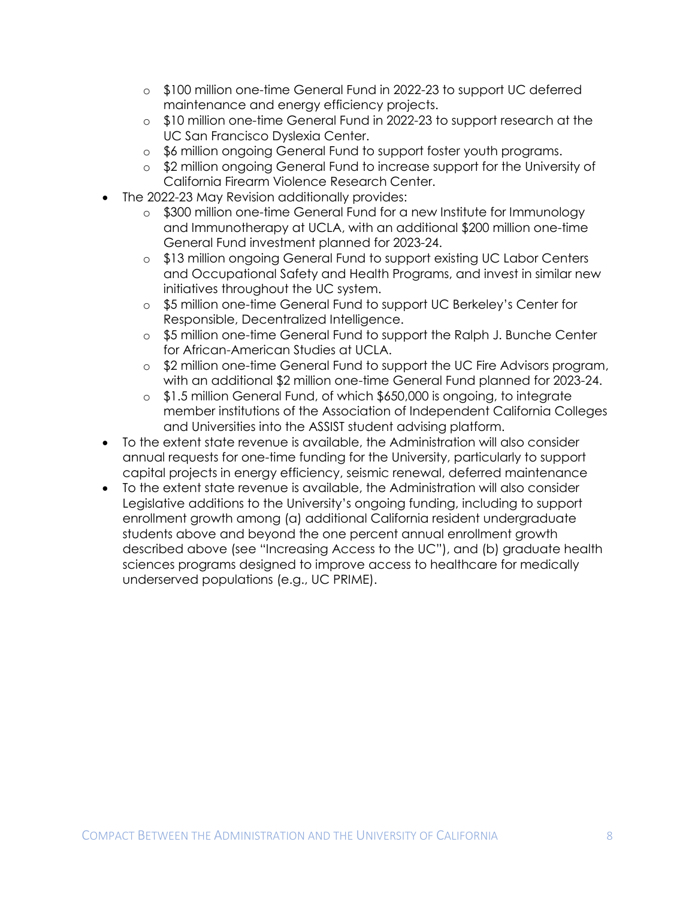- $100 million one-time General Fund in 2022-23 to support UC deferred maintenance and energy efficiency projects.
  - $10 million one-time General Fund in 2022-23 to support research at the UC San Francisco Dyslexia Center.
  - $6 million ongoing General Fund to support foster youth programs.
  - $2 million ongoing General Fund to increase support for the University of California Firearm Violence Research Center.
- The 2022-23 May Revision additionally provides:
  - $300 million one-time General Fund for a new Institute for Immunology and Immunotherapy at UCLA, with an additional $200 million one-time General Fund investment planned for 2023-24.
  - $13 million ongoing General Fund to support existing UC Labor Centers and Occupational Safety and Health Programs, and invest in similar new initiatives throughout the UC system.
  - $5 million one-time General Fund to support UC Berkeley's Center for Responsible, Decentralized Intelligence.
  - $5 million one-time General Fund to support the Ralph J. Bunche Center for African-American Studies at UCLA.
  - $2 million one-time General Fund to support the UC Fire Advisors program, with an additional $2 million one-time General Fund planned for 2023-24.
  - $1.5 million General Fund, of which $650,000 is ongoing, to integrate member institutions of the Association of Independent California Colleges and Universities into the ASSIST student advising platform.
- To the extent state revenue is available, the Administration will also consider annual requests for one-time funding for the University, particularly to support capital projects in energy efficiency, seismic renewal, deferred maintenance
- To the extent state revenue is available, the Administration will also consider Legislative additions to the University's ongoing funding, including to support enrollment growth among (a) additional California resident undergraduate students above and beyond the one percent annual enrollment growth described above (see "Increasing Access to the UC"), and (b) graduate health sciences programs designed to improve access to healthcare for medically underserved populations (e.g., UC PRIME).